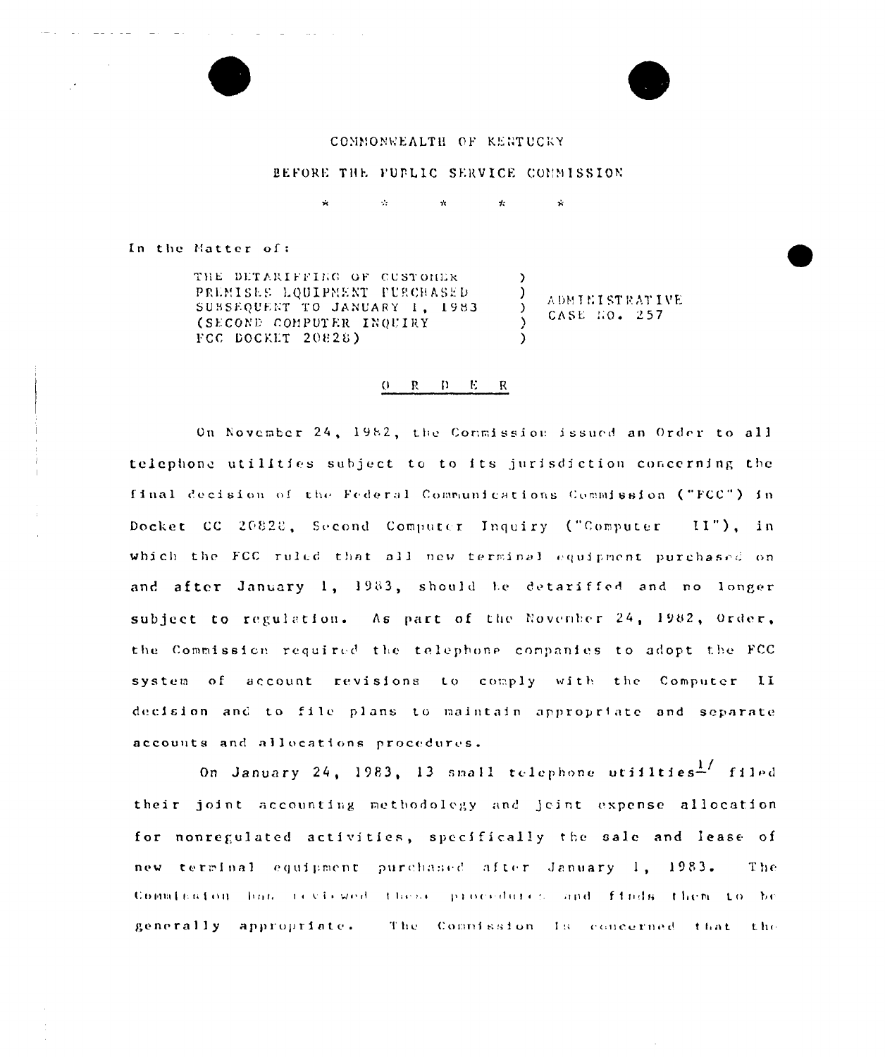COMMONWEALTH OF KENTUCKY

BEFORE THE PUBLIC SERVICE COMMISSION

\* \* \* \* \*

In the Matter of:

| | | |
|---|---|---|
| THE DETARIFFING OF CUSTOMER PREMISES EQUIPMENT PURCHASED SUBSEQUENT TO JANUARY 1, 1983 (SECOND COMPUTER INQUIRY FCC DOCKET 20828) | ) ) ) ) ) | ADMINISTRATIVE CASE NO. 257 |

O R D E R

On November 24, 1982, the Commission issued an Order to all telephone utilities subject to to its jurisdiction concerning the final decision of the Federal Communications Commission ("FCC") in Docket CC 20828, Second Computer Inquiry ("Computer II"), in which the FCC ruled that all new terminal equipment purchased on and after January 1, 1983, should be detariffed and no longer subject to regulation. As part of the November 24, 1982, Order, the Commission required the telephone companies to adopt the FCC system of account revisions to comply with the Computer II decision and to file plans to maintain appropriate and separate accounts and allocations procedures.

On January 24, 1983, 13 small telephone utilities[1/] filed their joint accounting methodology and joint expense allocation for nonregulated activities, specifically the sale and lease of new terminal equipment purchased after January 1, 1983. The Commission has reviewed these procedures and finds them to be generally appropriate. The Commission is concerned that the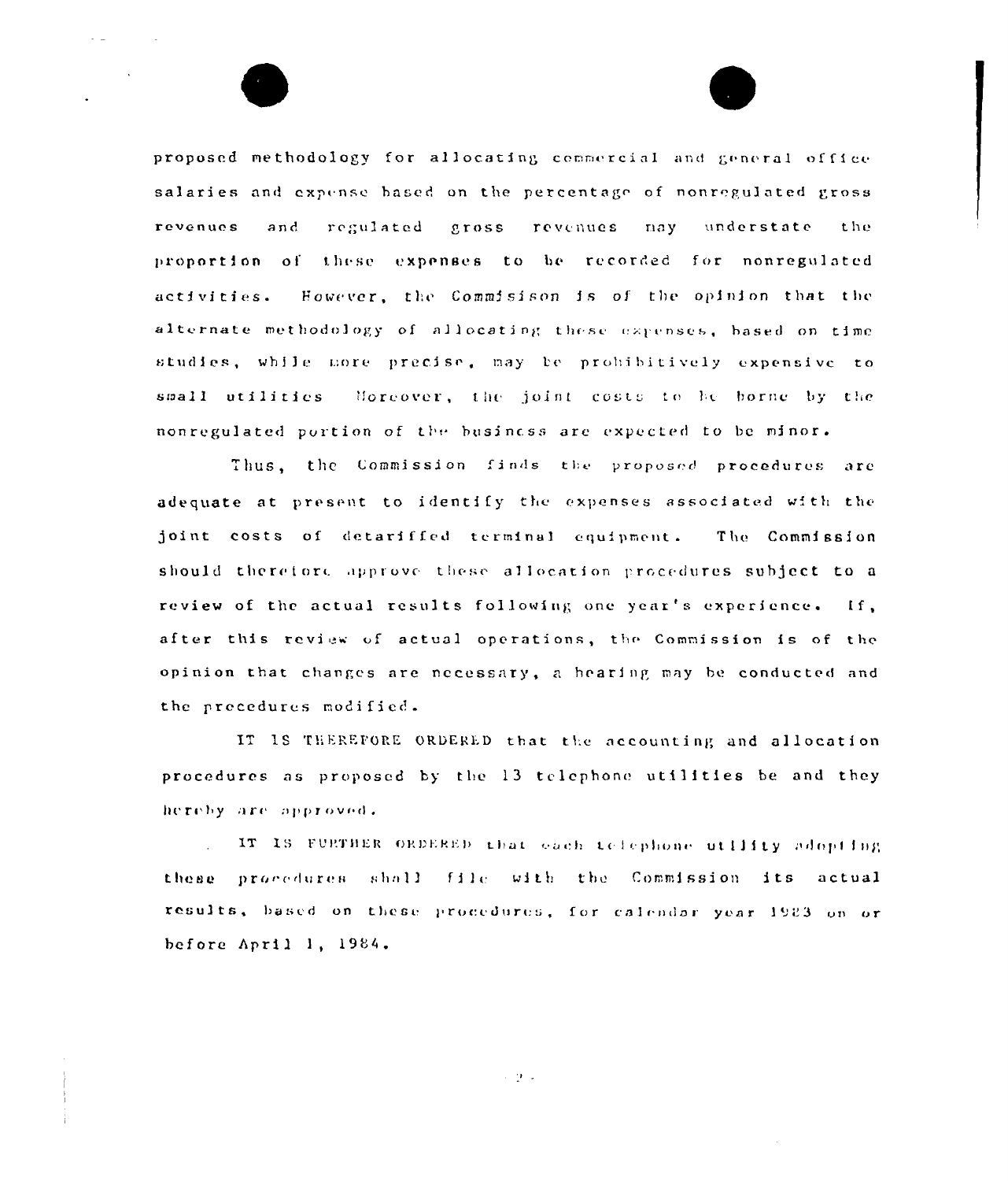proposed methodology for allocating commercial and general office salaries and expense based on the percentage of nonregulated gross revenues and regulated gross revenues may understate the proportion of these expenses to be recorded for nonregulated activities. However, the Commisison is of the opinion that the alternate methodology of allocating these expenses, based on time studies, while more precise, may be prohibitively expensive to small utilities Moreover, the joint costs to be borne by the nonregulated portion of the business are expected to be minor.

Thus, the Commission finds the proposed procedures are adequate at present to identify the expenses associated with the joint costs of detariffed terminal equipment. The Commission should therefore approve these allocation procedures subject to a review of the actual results following one year's experience. If, after this review of actual operations, the Commission is of the opinion that changes are necessary, a hearing may be conducted and the procedures modified.

IT IS THEREFORE ORDERED that the accounting and allocation procedures as proposed by the 13 telephone utilities be and they hereby are approved.

IT IS FURTHER ORDERED that each telephone utility adopting these procedures shall file with the Commission its actual results, based on these procedures, for calendar year 1983 on or before April 1, 1984.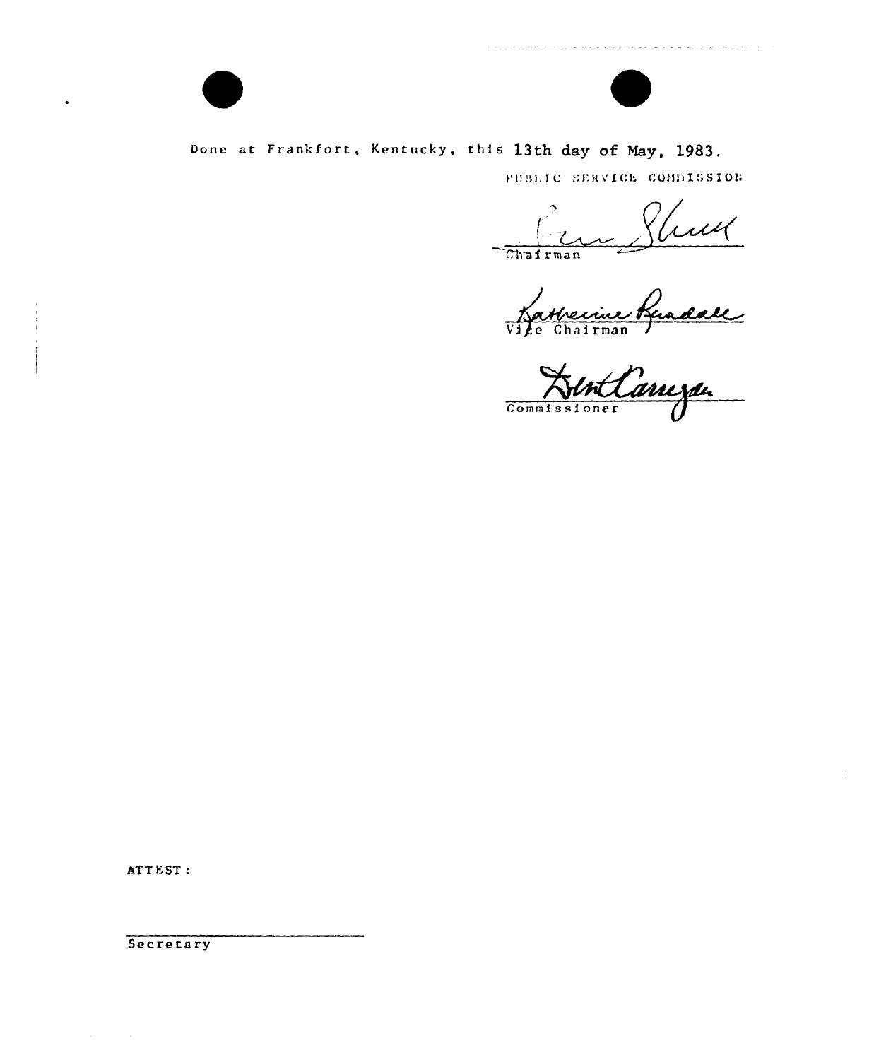Done at Frankfort, Kentucky, this 13th day of May, 1983.

PUBLIC SERVICE COMMISSION

Chairman

Vice Chairman

Commissioner

ATTEST:

Secretary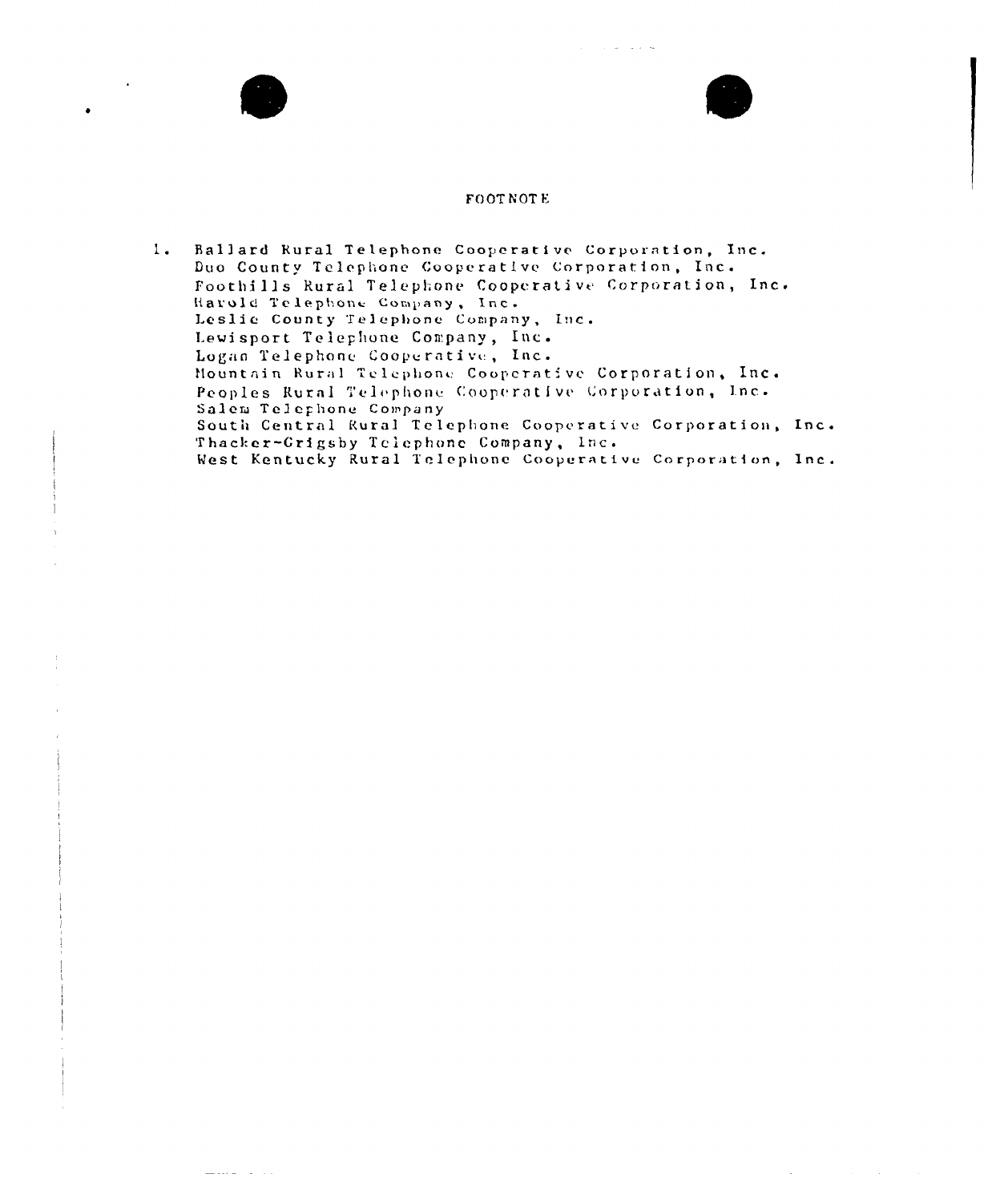# FOOTNOTE

1. Ballard Rural Telephone Cooperative Corporation, Inc.
   Duo County Telephone Cooperative Corporation, Inc.
   Foothills Rural Telephone Cooperative Corporation, Inc.
   Harold Telephone Company, Inc.
   Leslie County Telephone Company, Inc.
   Lewisport Telephone Company, Inc.
   Logan Telephone Cooperative, Inc.
   Mountain Rural Telephone Cooperative Corporation, Inc.
   Peoples Rural Telephone Cooperative Corporation, Inc.
   Salem Telephone Company
   South Central Rural Telephone Cooperative Corporation, Inc.
   Thacker-Grigsby Telephone Company, Inc.
   West Kentucky Rural Telephone Cooperative Corporation, Inc.